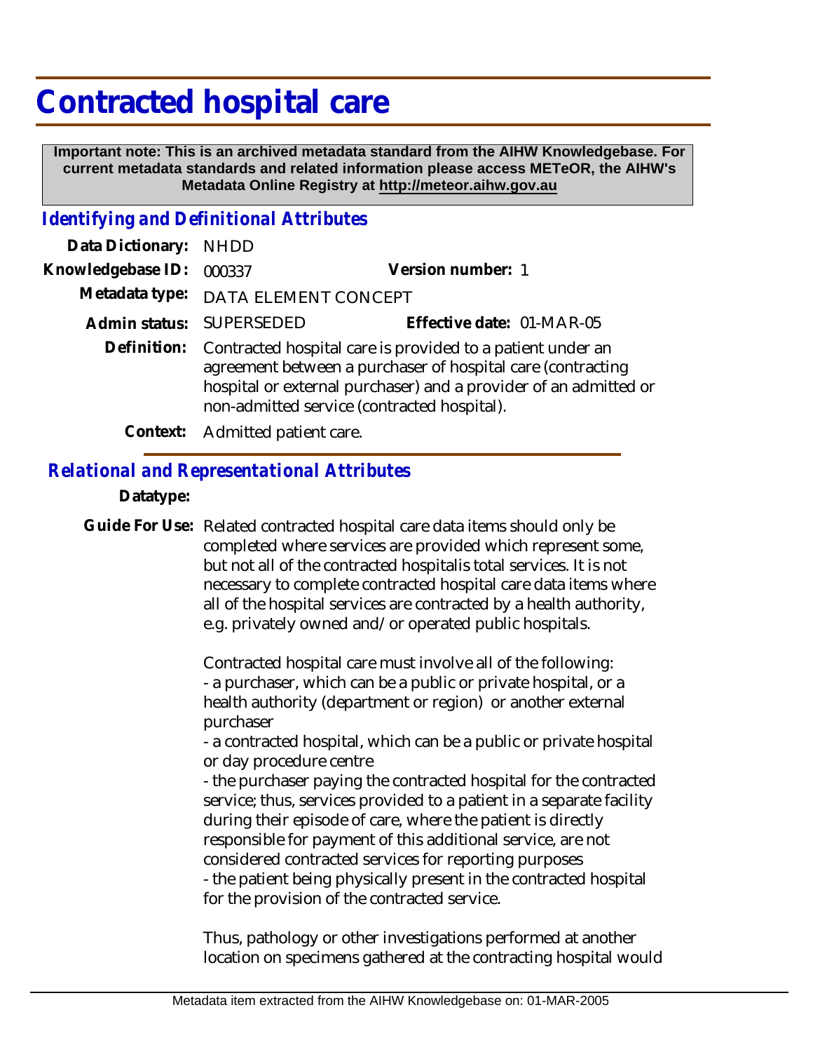# Contracted hospital care

**Important note: This is an archived metadata standard from the AIHW Knowledgebase. For current metadata standards and related information please access METeOR, the AIHW's Metadata Online Registry at http://meteor.aihw.gov.au**

## *Identifying and Definitional Attributes*

**Data Dictionary:** NHDD

**Knowledgebase ID:** 000337 **Version number:** 1

**Metadata type:** DATA ELEMENT CONCEPT

**Admin status:** SUPERSEDED **Effective date:** 01-MAR-05

**Definition:** Contracted hospital care is provided to a patient under an agreement between a purchaser of hospital care (contracting hospital or external purchaser) and a provider of an admitted or non-admitted service (contracted hospital).

**Context:** Admitted patient care.

## *Relational and Representational Attributes*

**Datatype:**

**Guide For Use:** Related contracted hospital care data items should only be completed where services are provided which represent some, but not all of the contracted hospitalis total services. It is not necessary to complete contracted hospital care data items where all of the hospital services are contracted by a health authority, e.g. privately owned and/or operated public hospitals.

Contracted hospital care must involve all of the following:
- a purchaser, which can be a public or private hospital, or a health authority (department or region) or another external purchaser
- a contracted hospital, which can be a public or private hospital or day procedure centre
- the purchaser paying the contracted hospital for the contracted service; thus, services provided to a patient in a separate facility during their episode of care, where the patient is directly responsible for payment of this additional service, are not considered contracted services for reporting purposes
- the patient being physically present in the contracted hospital for the provision of the contracted service.

Thus, pathology or other investigations performed at another location on specimens gathered at the contracting hospital would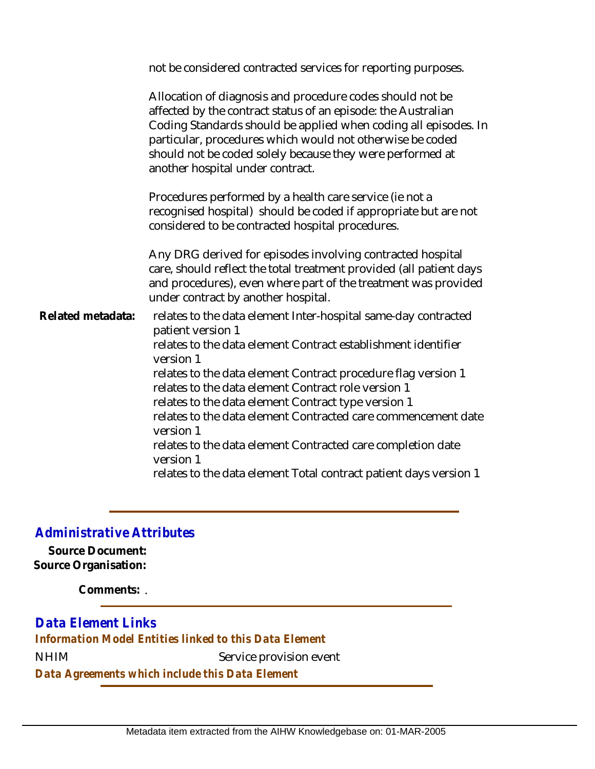not be considered contracted services for reporting purposes.

Allocation of diagnosis and procedure codes should not be affected by the contract status of an episode: the Australian Coding Standards should be applied when coding all episodes. In particular, procedures which would not otherwise be coded should not be coded solely because they were performed at another hospital under contract.

Procedures performed by a health care service (ie not a recognised hospital) should be coded if appropriate but are not considered to be contracted hospital procedures.

Any DRG derived for episodes involving contracted hospital care, should reflect the total treatment provided (all patient days and procedures), even where part of the treatment was provided under contract by another hospital.

**Related metadata:**
relates to the data element Inter-hospital same-day contracted patient version 1
relates to the data element Contract establishment identifier version 1
relates to the data element Contract procedure flag version 1
relates to the data element Contract role version 1
relates to the data element Contract type version 1
relates to the data element Contracted care commencement date version 1
relates to the data element Contracted care completion date version 1
relates to the data element Total contract patient days version 1

## Administrative Attributes

**Source Document:**

**Source Organisation:**

**Comments:** .

## Data Element Links

### Information Model Entities linked to this Data Element

NHIM Service provision event

### Data Agreements which include this Data Element

Metadata item extracted from the AIHW Knowledgebase on: 01-MAR-2005